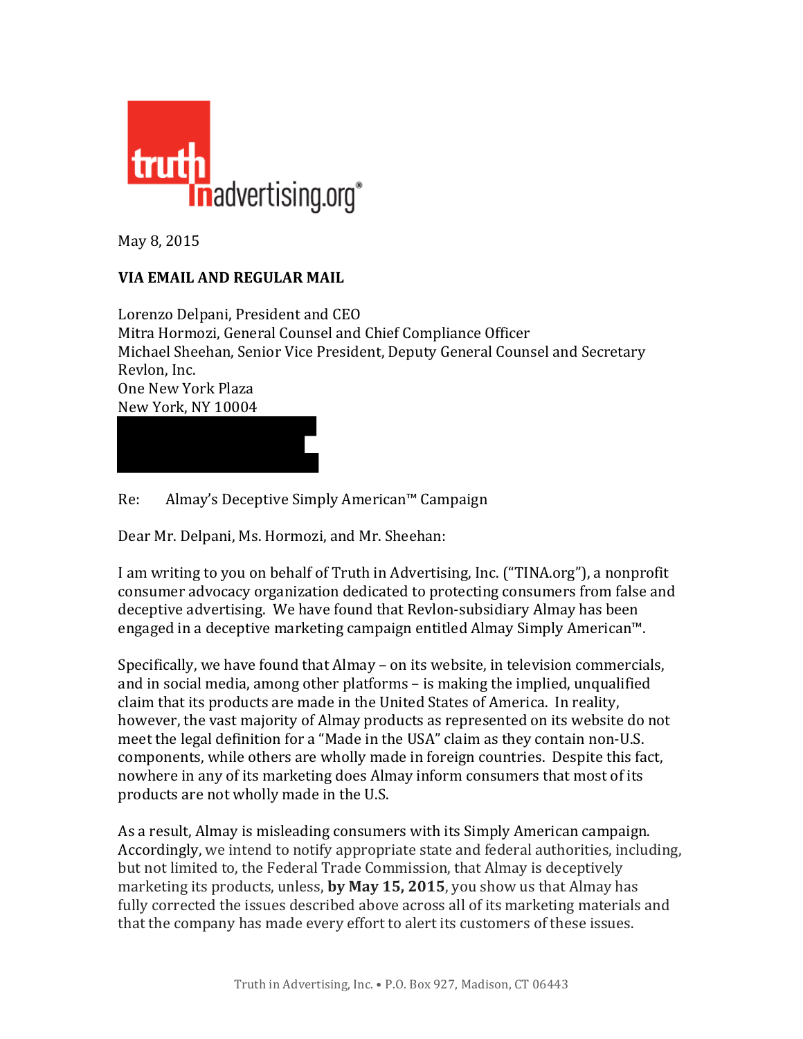truthinadvertising.org®

May 8, 2015

**VIA EMAIL AND REGULAR MAIL**

Lorenzo Delpani, President and CEO
Mitra Hormozi, General Counsel and Chief Compliance Officer
Michael Sheehan, Senior Vice President, Deputy General Counsel and Secretary
Revlon, Inc.
One New York Plaza
New York, NY 10004

Re: Almay's Deceptive Simply American™ Campaign

Dear Mr. Delpani, Ms. Hormozi, and Mr. Sheehan:

I am writing to you on behalf of Truth in Advertising, Inc. ("TINA.org"), a nonprofit consumer advocacy organization dedicated to protecting consumers from false and deceptive advertising. We have found that Revlon-subsidiary Almay has been engaged in a deceptive marketing campaign entitled Almay Simply American™.

Specifically, we have found that Almay – on its website, in television commercials, and in social media, among other platforms – is making the implied, unqualified claim that its products are made in the United States of America. In reality, however, the vast majority of Almay products as represented on its website do not meet the legal definition for a "Made in the USA" claim as they contain non-U.S. components, while others are wholly made in foreign countries. Despite this fact, nowhere in any of its marketing does Almay inform consumers that most of its products are not wholly made in the U.S.

As a result, Almay is misleading consumers with its Simply American campaign. Accordingly, we intend to notify appropriate state and federal authorities, including, but not limited to, the Federal Trade Commission, that Almay is deceptively marketing its products, unless, **by May 15, 2015**, you show us that Almay has fully corrected the issues described above across all of its marketing materials and that the company has made every effort to alert its customers of these issues.

Truth in Advertising, Inc. • P.O. Box 927, Madison, CT 06443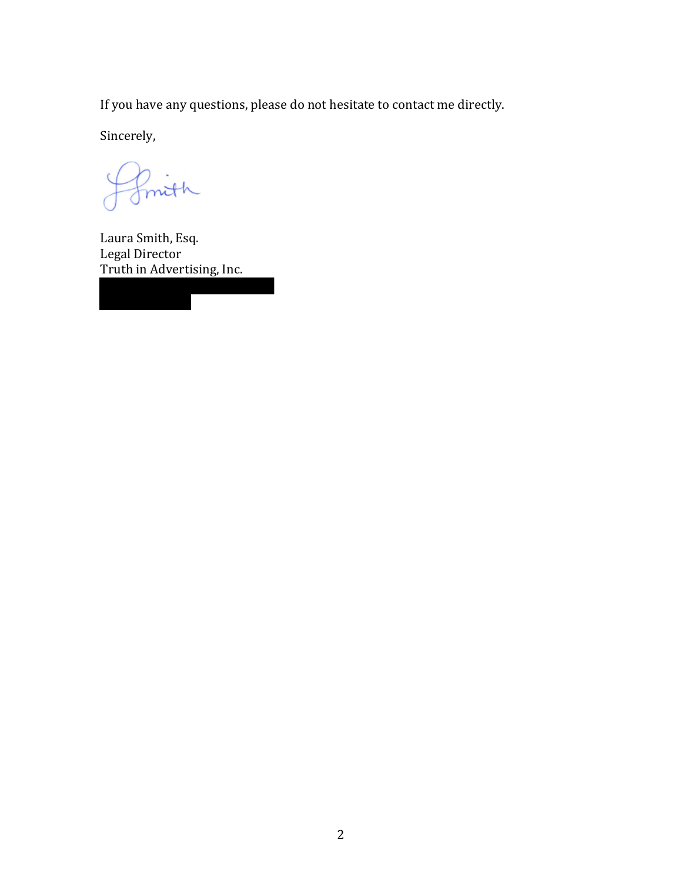If you have any questions, please do not hesitate to contact me directly.

Sincerely,

Laura Smith, Esq.
Legal Director
Truth in Advertising, Inc.